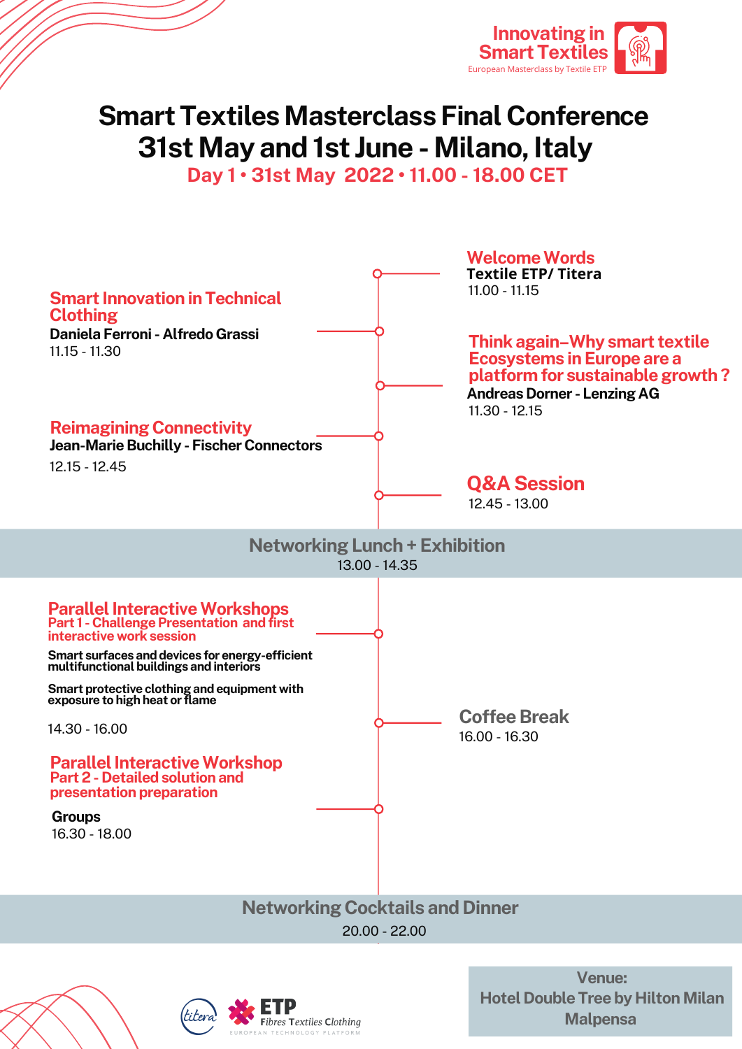Innovating in Smart Textiles
European Masterclass by Textile ETP

# Smart Textiles Masterclass Final Conference
# 31st May and 1st June - Milano, Italy

## Day 1 • 31st May 2022 • 11.00 - 18.00 CET

### Welcome Words
**Textile ETP/ Titera**
11.00 - 11.15

### Smart Innovation in Technical Clothing
**Daniela Ferroni - Alfredo Grassi**
11.15 - 11.30

### Think again–Why smart textile Ecosystems in Europe are a platform for sustainable growth ?
**Andreas Dorner - Lenzing AG**
11.30 - 12.15

### Reimagining Connectivity
**Jean-Marie Buchilly - Fischer Connectors**
12.15 - 12.45

### Q&A Session
12.45 - 13.00

### Networking Lunch + Exhibition
13.00 - 14.35

### Parallel Interactive Workshops
**Part 1 - Challenge Presentation and first interactive work session**

**Smart surfaces and devices for energy-efficient multifunctional buildings and interiors**

**Smart protective clothing and equipment with exposure to high heat or flame**

14.30 - 16.00

### Coffee Break
16.00 - 16.30

### Parallel Interactive Workshop
**Part 2 - Detailed solution and presentation preparation**

**Groups**
16.30 - 18.00

### Networking Cocktails and Dinner
20.00 - 22.00

**Venue:**
**Hotel Double Tree by Hilton Milan Malpensa**

titera | ETP Fibres Textiles Clothing – European Technology Platform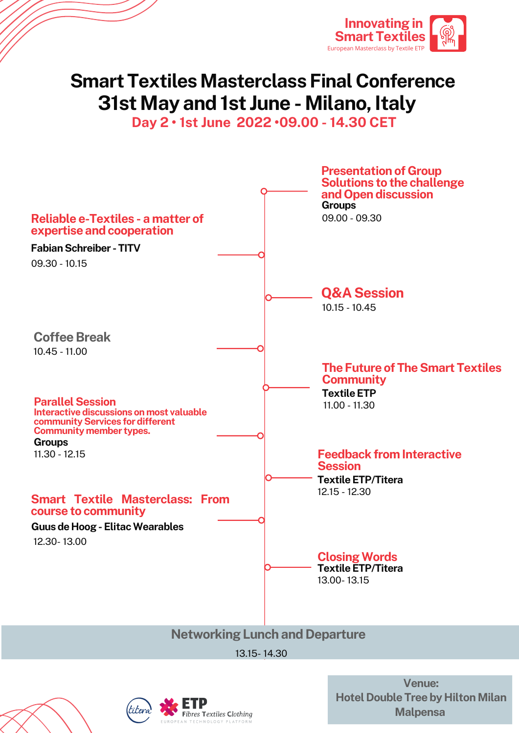Innovating in Smart Textiles

European Masterclass by Textile ETP

# Smart Textiles Masterclass Final Conference
# 31st May and 1st June - Milano, Italy

## Day 2 • 1st June 2022 •09.00 - 14.30 CET

**Presentation of Group Solutions to the challenge and Open discussion**
**Groups**
09.00 - 09.30

**Reliable e-Textiles - a matter of expertise and cooperation**
**Fabian Schreiber - TITV**
09.30 - 10.15

**Q&A Session**
10.15 - 10.45

**Coffee Break**
10.45 - 11.00

**The Future of The Smart Textiles Community**
**Textile ETP**
11.00 - 11.30

**Parallel Session**
**Interactive discussions on most valuable community Services for different Community member types.**
**Groups**
11.30 - 12.15

**Feedback from Interactive Session**
**Textile ETP/Titera**
12.15 - 12.30

**Smart Textile Masterclass: From course to community**
**Guus de Hoog - Elitac Wearables**
12.30- 13.00

**Closing Words**
**Textile ETP/Titera**
13.00- 13.15

**Networking Lunch and Departure**
13.15- 14.30

**Venue:**
**Hotel Double Tree by Hilton Milan Malpensa**

titera

ETP Fibres Textiles Clothing
EUROPEAN TECHNOLOGY PLATFORM